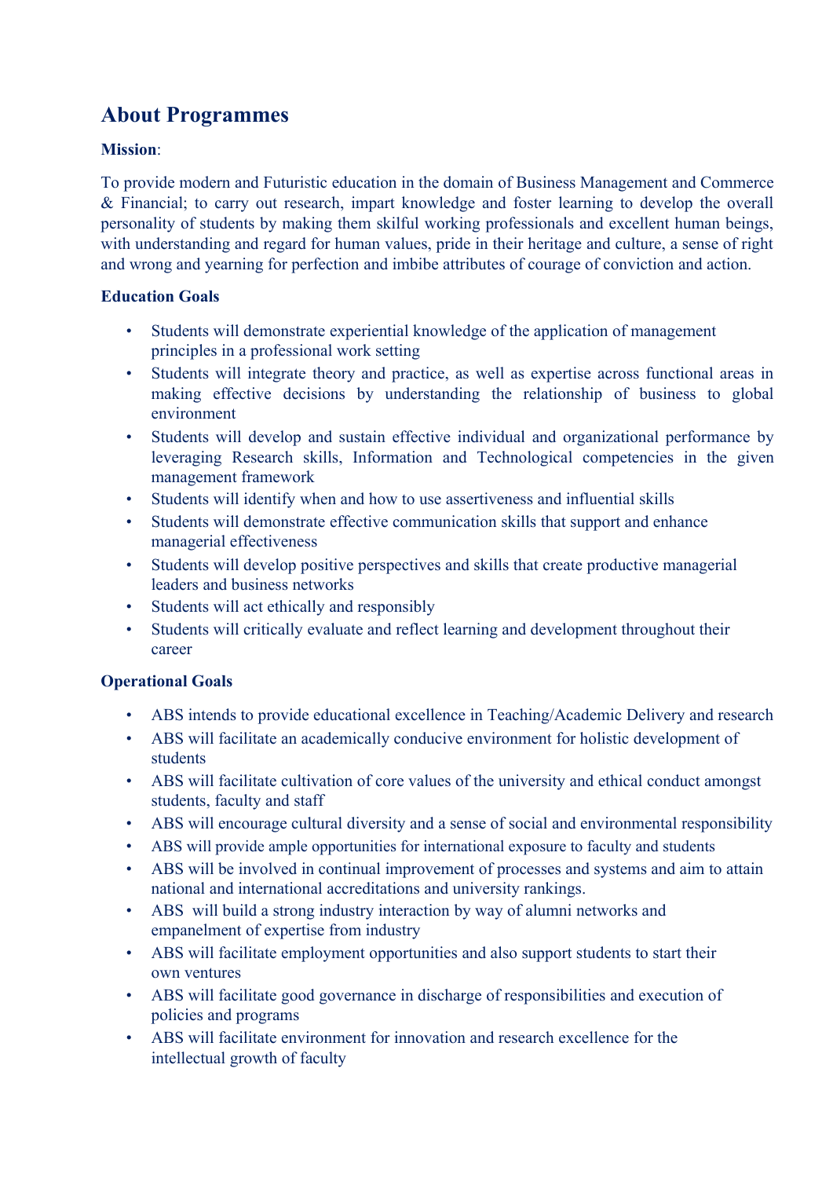# About Programmes

**Mission**:

To provide modern and Futuristic education in the domain of Business Management and Commerce & Financial; to carry out research, impart knowledge and foster learning to develop the overall personality of students by making them skilful working professionals and excellent human beings, with understanding and regard for human values, pride in their heritage and culture, a sense of right and wrong and yearning for perfection and imbibe attributes of courage of conviction and action.

**Education Goals**

- Students will demonstrate experiential knowledge of the application of management principles in a professional work setting
- Students will integrate theory and practice, as well as expertise across functional areas in making effective decisions by understanding the relationship of business to global environment
- Students will develop and sustain effective individual and organizational performance by leveraging Research skills, Information and Technological competencies in the given management framework
- Students will identify when and how to use assertiveness and influential skills
- Students will demonstrate effective communication skills that support and enhance managerial effectiveness
- Students will develop positive perspectives and skills that create productive managerial leaders and business networks
- Students will act ethically and responsibly
- Students will critically evaluate and reflect learning and development throughout their career

**Operational Goals**

- ABS intends to provide educational excellence in Teaching/Academic Delivery and research
- ABS will facilitate an academically conducive environment for holistic development of students
- ABS will facilitate cultivation of core values of the university and ethical conduct amongst students, faculty and staff
- ABS will encourage cultural diversity and a sense of social and environmental responsibility
- ABS will provide ample opportunities for international exposure to faculty and students
- ABS will be involved in continual improvement of processes and systems and aim to attain national and international accreditations and university rankings.
- ABS will build a strong industry interaction by way of alumni networks and empanelment of expertise from industry
- ABS will facilitate employment opportunities and also support students to start their own ventures
- ABS will facilitate good governance in discharge of responsibilities and execution of policies and programs
- ABS will facilitate environment for innovation and research excellence for the intellectual growth of faculty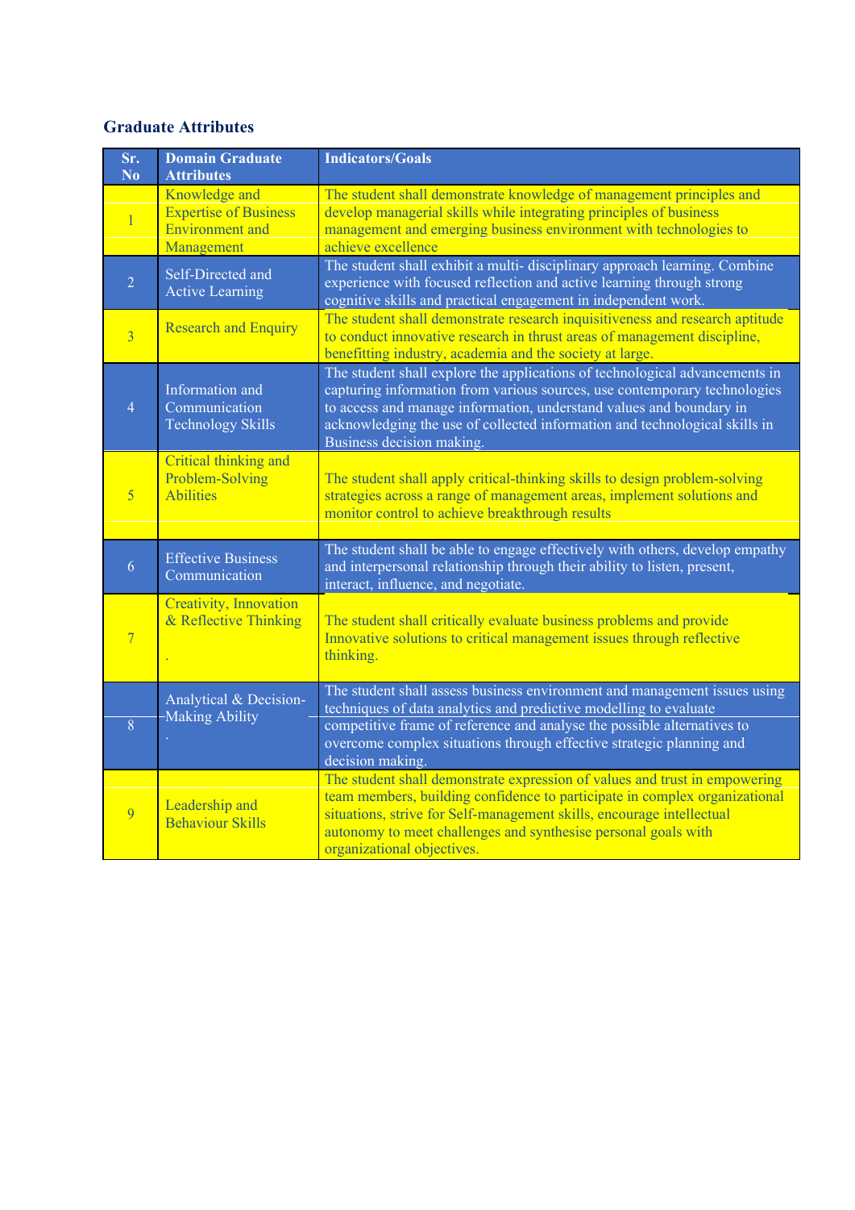## Graduate Attributes

| Sr. No | Domain Graduate Attributes | Indicators/Goals |
|---|---|---|
| 1 | Knowledge and Expertise of Business Environment and Management | The student shall demonstrate knowledge of management principles and develop managerial skills while integrating principles of business management and emerging business environment with technologies to achieve excellence |
| 2 | Self-Directed and Active Learning | The student shall exhibit a multi- disciplinary approach learning. Combine experience with focused reflection and active learning through strong cognitive skills and practical engagement in independent work. |
| 3 | Research and Enquiry | The student shall demonstrate research inquisitiveness and research aptitude to conduct innovative research in thrust areas of management discipline, benefitting industry, academia and the society at large. |
| 4 | Information and Communication Technology Skills | The student shall explore the applications of technological advancements in capturing information from various sources, use contemporary technologies to access and manage information, understand values and boundary in acknowledging the use of collected information and technological skills in Business decision making. |
| 5 | Critical thinking and Problem-Solving Abilities | The student shall apply critical-thinking skills to design problem-solving strategies across a range of management areas, implement solutions and monitor control to achieve breakthrough results |
| 6 | Effective Business Communication | The student shall be able to engage effectively with others, develop empathy and interpersonal relationship through their ability to listen, present, interact, influence, and negotiate. |
| 7 | Creativity, Innovation & Reflective Thinking<br>. | The student shall critically evaluate business problems and provide Innovative solutions to critical management issues through reflective thinking. |
| 8 | Analytical & Decision-Making Ability<br>. | The student shall assess business environment and management issues using techniques of data analytics and predictive modelling to evaluate competitive frame of reference and analyse the possible alternatives to overcome complex situations through effective strategic planning and decision making. |
| 9 | Leadership and Behaviour Skills | The student shall demonstrate expression of values and trust in empowering team members, building confidence to participate in complex organizational situations, strive for Self-management skills, encourage intellectual autonomy to meet challenges and synthesise personal goals with organizational objectives. |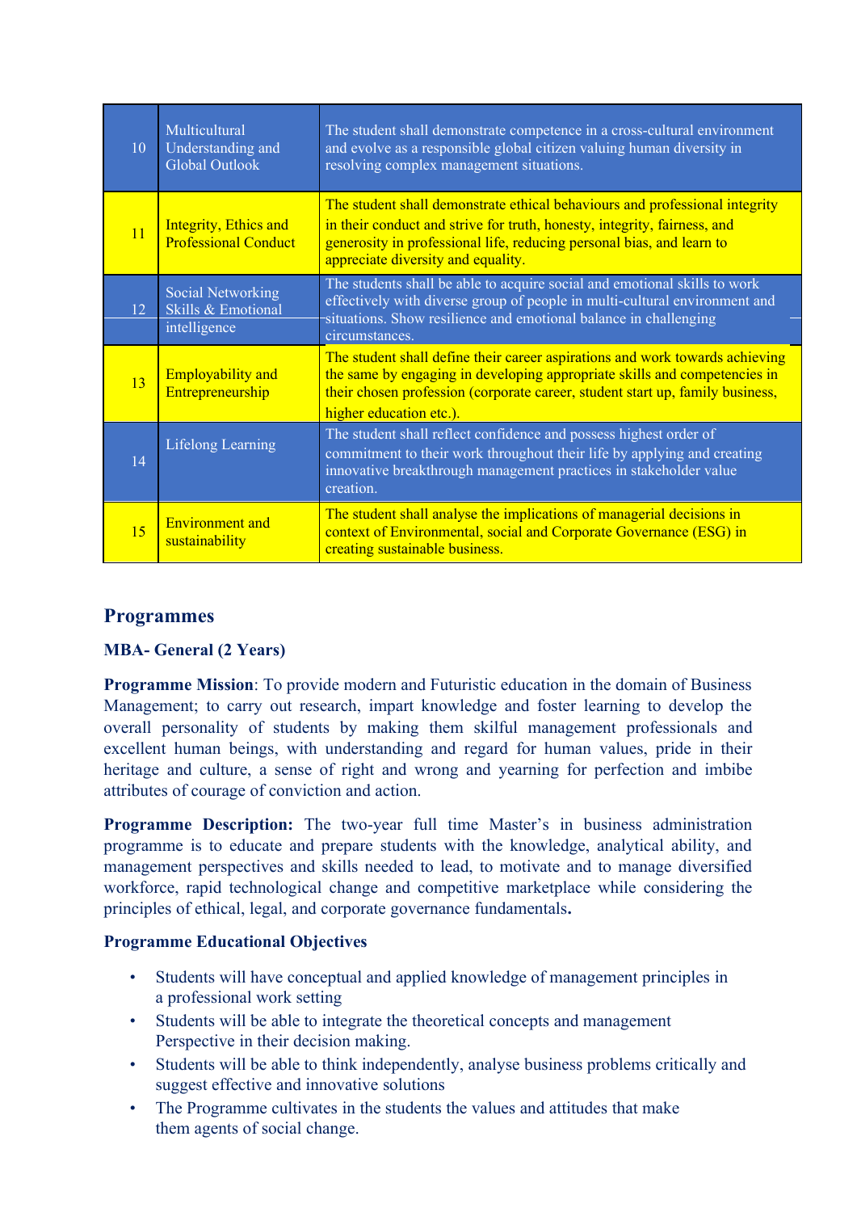| | | |
|---|---|---|
| 10 | Multicultural Understanding and Global Outlook | The student shall demonstrate competence in a cross-cultural environment and evolve as a responsible global citizen valuing human diversity in resolving complex management situations. |
| 11 | Integrity, Ethics and Professional Conduct | The student shall demonstrate ethical behaviours and professional integrity in their conduct and strive for truth, honesty, integrity, fairness, and generosity in professional life, reducing personal bias, and learn to appreciate diversity and equality. |
| 12 | Social Networking Skills & Emotional intelligence | The students shall be able to acquire social and emotional skills to work effectively with diverse group of people in multi-cultural environment and situations. Show resilience and emotional balance in challenging circumstances. |
| 13 | Employability and Entrepreneurship | The student shall define their career aspirations and work towards achieving the same by engaging in developing appropriate skills and competencies in their chosen profession (corporate career, student start up, family business, higher education etc.). |
| 14 | Lifelong Learning | The student shall reflect confidence and possess highest order of commitment to their work throughout their life by applying and creating innovative breakthrough management practices in stakeholder value creation. |
| 15 | Environment and sustainability | The student shall analyse the implications of managerial decisions in context of Environmental, social and Corporate Governance (ESG) in creating sustainable business. |

## Programmes

### MBA- General (2 Years)

**Programme Mission**: To provide modern and Futuristic education in the domain of Business Management; to carry out research, impart knowledge and foster learning to develop the overall personality of students by making them skilful management professionals and excellent human beings, with understanding and regard for human values, pride in their heritage and culture, a sense of right and wrong and yearning for perfection and imbibe attributes of courage of conviction and action.

**Programme Description:** The two-year full time Master's in business administration programme is to educate and prepare students with the knowledge, analytical ability, and management perspectives and skills needed to lead, to motivate and to manage diversified workforce, rapid technological change and competitive marketplace while considering the principles of ethical, legal, and corporate governance fundamentals**.**

**Programme Educational Objectives**

- Students will have conceptual and applied knowledge of management principles in a professional work setting
- Students will be able to integrate the theoretical concepts and management Perspective in their decision making.
- Students will be able to think independently, analyse business problems critically and suggest effective and innovative solutions
- The Programme cultivates in the students the values and attitudes that make them agents of social change.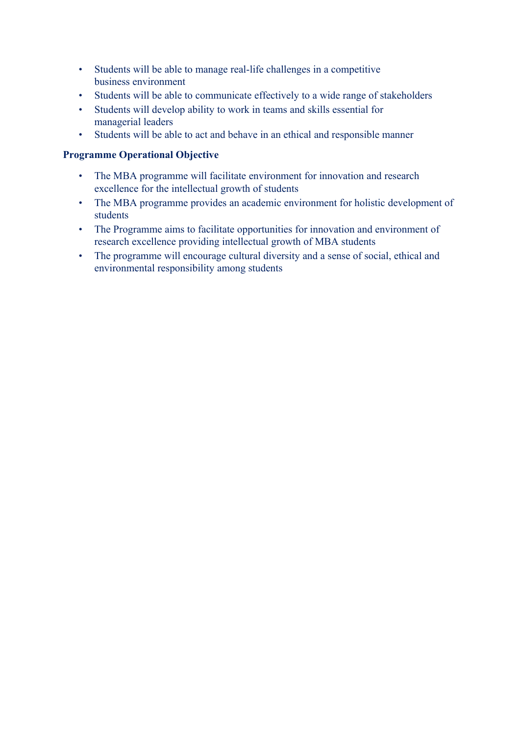- Students will be able to manage real-life challenges in a competitive business environment
- Students will be able to communicate effectively to a wide range of stakeholders
- Students will develop ability to work in teams and skills essential for managerial leaders
- Students will be able to act and behave in an ethical and responsible manner

**Programme Operational Objective**

- The MBA programme will facilitate environment for innovation and research excellence for the intellectual growth of students
- The MBA programme provides an academic environment for holistic development of students
- The Programme aims to facilitate opportunities for innovation and environment of research excellence providing intellectual growth of MBA students
- The programme will encourage cultural diversity and a sense of social, ethical and environmental responsibility among students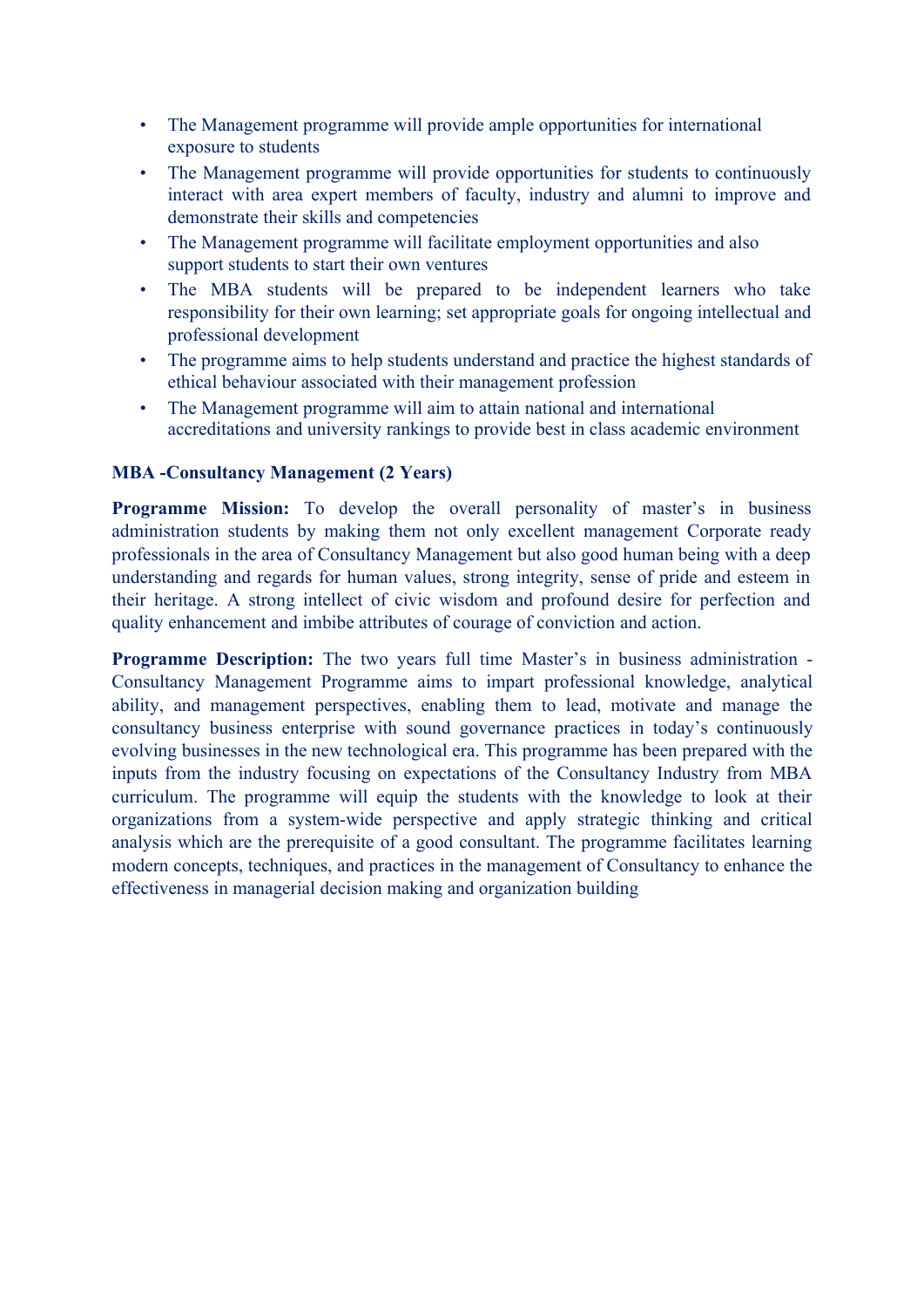- The Management programme will provide ample opportunities for international exposure to students
- The Management programme will provide opportunities for students to continuously interact with area expert members of faculty, industry and alumni to improve and demonstrate their skills and competencies
- The Management programme will facilitate employment opportunities and also support students to start their own ventures
- The MBA students will be prepared to be independent learners who take responsibility for their own learning; set appropriate goals for ongoing intellectual and professional development
- The programme aims to help students understand and practice the highest standards of ethical behaviour associated with their management profession
- The Management programme will aim to attain national and international accreditations and university rankings to provide best in class academic environment

**MBA -Consultancy Management (2 Years)**

**Programme Mission:** To develop the overall personality of master's in business administration students by making them not only excellent management Corporate ready professionals in the area of Consultancy Management but also good human being with a deep understanding and regards for human values, strong integrity, sense of pride and esteem in their heritage. A strong intellect of civic wisdom and profound desire for perfection and quality enhancement and imbibe attributes of courage of conviction and action.

**Programme Description:** The two years full time Master's in business administration - Consultancy Management Programme aims to impart professional knowledge, analytical ability, and management perspectives, enabling them to lead, motivate and manage the consultancy business enterprise with sound governance practices in today's continuously evolving businesses in the new technological era. This programme has been prepared with the inputs from the industry focusing on expectations of the Consultancy Industry from MBA curriculum. The programme will equip the students with the knowledge to look at their organizations from a system-wide perspective and apply strategic thinking and critical analysis which are the prerequisite of a good consultant. The programme facilitates learning modern concepts, techniques, and practices in the management of Consultancy to enhance the effectiveness in managerial decision making and organization building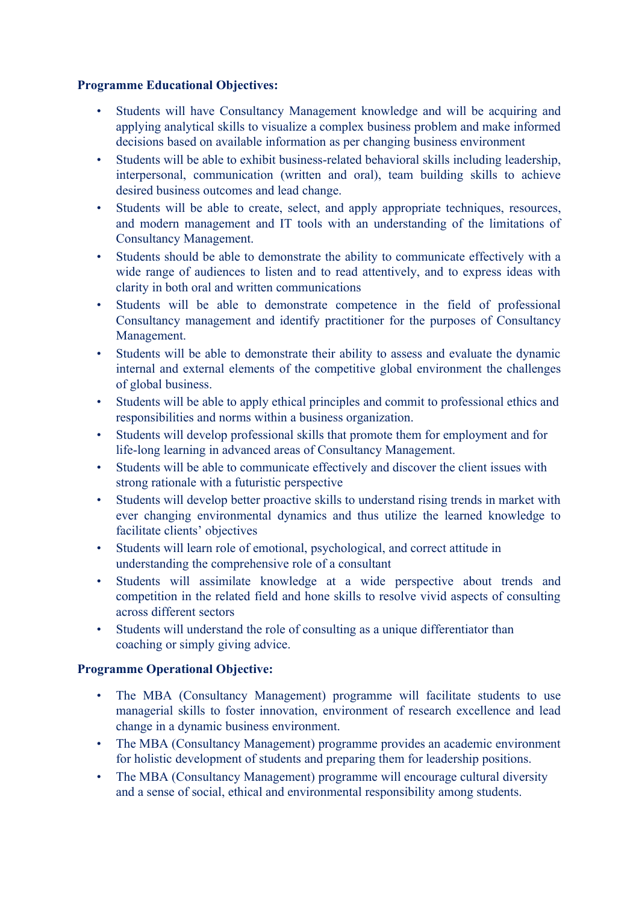**Programme Educational Objectives:**

- Students will have Consultancy Management knowledge and will be acquiring and applying analytical skills to visualize a complex business problem and make informed decisions based on available information as per changing business environment
- Students will be able to exhibit business-related behavioral skills including leadership, interpersonal, communication (written and oral), team building skills to achieve desired business outcomes and lead change.
- Students will be able to create, select, and apply appropriate techniques, resources, and modern management and IT tools with an understanding of the limitations of Consultancy Management.
- Students should be able to demonstrate the ability to communicate effectively with a wide range of audiences to listen and to read attentively, and to express ideas with clarity in both oral and written communications
- Students will be able to demonstrate competence in the field of professional Consultancy management and identify practitioner for the purposes of Consultancy Management.
- Students will be able to demonstrate their ability to assess and evaluate the dynamic internal and external elements of the competitive global environment the challenges of global business.
- Students will be able to apply ethical principles and commit to professional ethics and responsibilities and norms within a business organization.
- Students will develop professional skills that promote them for employment and for life-long learning in advanced areas of Consultancy Management.
- Students will be able to communicate effectively and discover the client issues with strong rationale with a futuristic perspective
- Students will develop better proactive skills to understand rising trends in market with ever changing environmental dynamics and thus utilize the learned knowledge to facilitate clients' objectives
- Students will learn role of emotional, psychological, and correct attitude in understanding the comprehensive role of a consultant
- Students will assimilate knowledge at a wide perspective about trends and competition in the related field and hone skills to resolve vivid aspects of consulting across different sectors
- Students will understand the role of consulting as a unique differentiator than coaching or simply giving advice.

**Programme Operational Objective:**

- The MBA (Consultancy Management) programme will facilitate students to use managerial skills to foster innovation, environment of research excellence and lead change in a dynamic business environment.
- The MBA (Consultancy Management) programme provides an academic environment for holistic development of students and preparing them for leadership positions.
- The MBA (Consultancy Management) programme will encourage cultural diversity and a sense of social, ethical and environmental responsibility among students.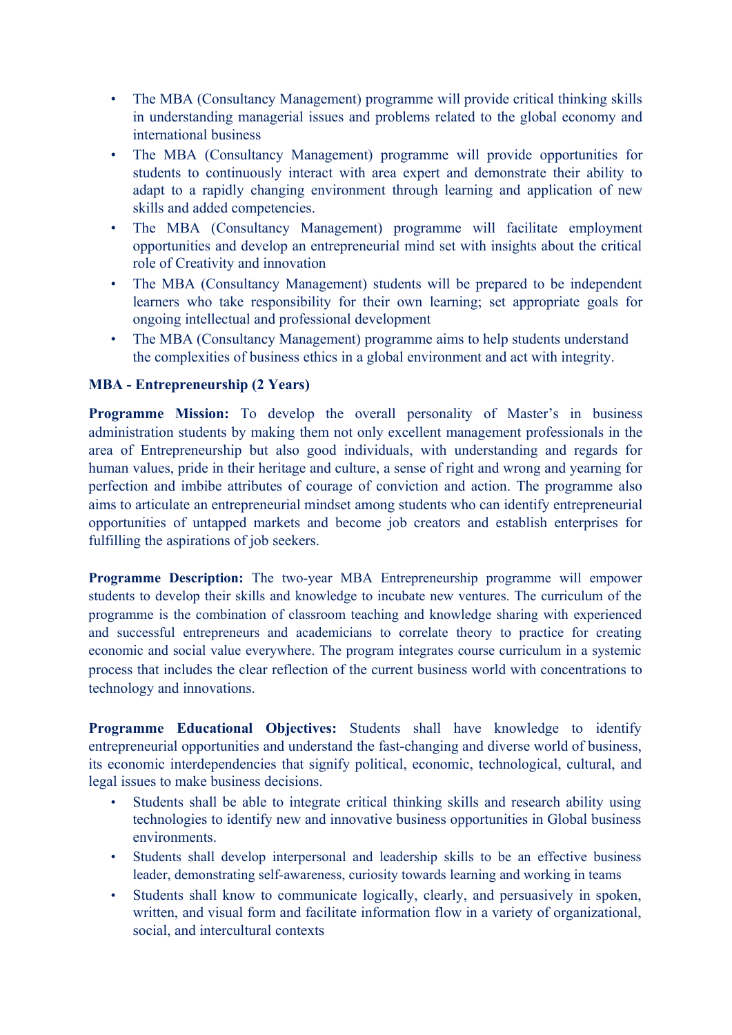- The MBA (Consultancy Management) programme will provide critical thinking skills in understanding managerial issues and problems related to the global economy and international business
- The MBA (Consultancy Management) programme will provide opportunities for students to continuously interact with area expert and demonstrate their ability to adapt to a rapidly changing environment through learning and application of new skills and added competencies.
- The MBA (Consultancy Management) programme will facilitate employment opportunities and develop an entrepreneurial mind set with insights about the critical role of Creativity and innovation
- The MBA (Consultancy Management) students will be prepared to be independent learners who take responsibility for their own learning; set appropriate goals for ongoing intellectual and professional development
- The MBA (Consultancy Management) programme aims to help students understand the complexities of business ethics in a global environment and act with integrity.

**MBA - Entrepreneurship (2 Years)**

**Programme Mission:** To develop the overall personality of Master's in business administration students by making them not only excellent management professionals in the area of Entrepreneurship but also good individuals, with understanding and regards for human values, pride in their heritage and culture, a sense of right and wrong and yearning for perfection and imbibe attributes of courage of conviction and action. The programme also aims to articulate an entrepreneurial mindset among students who can identify entrepreneurial opportunities of untapped markets and become job creators and establish enterprises for fulfilling the aspirations of job seekers.

**Programme Description:** The two-year MBA Entrepreneurship programme will empower students to develop their skills and knowledge to incubate new ventures. The curriculum of the programme is the combination of classroom teaching and knowledge sharing with experienced and successful entrepreneurs and academicians to correlate theory to practice for creating economic and social value everywhere. The program integrates course curriculum in a systemic process that includes the clear reflection of the current business world with concentrations to technology and innovations.

**Programme Educational Objectives:** Students shall have knowledge to identify entrepreneurial opportunities and understand the fast-changing and diverse world of business, its economic interdependencies that signify political, economic, technological, cultural, and legal issues to make business decisions.

- Students shall be able to integrate critical thinking skills and research ability using technologies to identify new and innovative business opportunities in Global business environments.
- Students shall develop interpersonal and leadership skills to be an effective business leader, demonstrating self-awareness, curiosity towards learning and working in teams
- Students shall know to communicate logically, clearly, and persuasively in spoken, written, and visual form and facilitate information flow in a variety of organizational, social, and intercultural contexts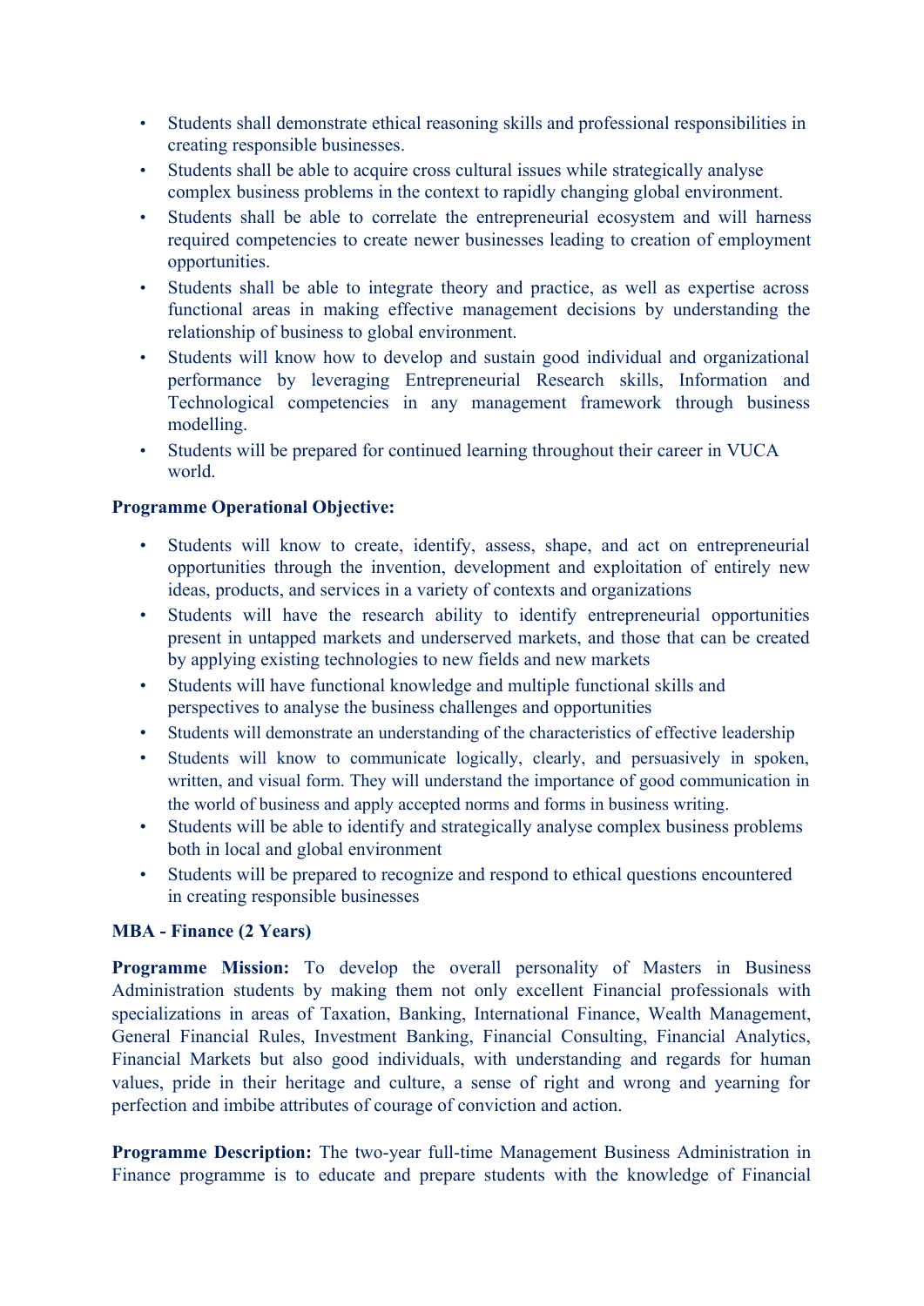- Students shall demonstrate ethical reasoning skills and professional responsibilities in creating responsible businesses.
- Students shall be able to acquire cross cultural issues while strategically analyse complex business problems in the context to rapidly changing global environment.
- Students shall be able to correlate the entrepreneurial ecosystem and will harness required competencies to create newer businesses leading to creation of employment opportunities.
- Students shall be able to integrate theory and practice, as well as expertise across functional areas in making effective management decisions by understanding the relationship of business to global environment.
- Students will know how to develop and sustain good individual and organizational performance by leveraging Entrepreneurial Research skills, Information and Technological competencies in any management framework through business modelling.
- Students will be prepared for continued learning throughout their career in VUCA world.

**Programme Operational Objective:**

- Students will know to create, identify, assess, shape, and act on entrepreneurial opportunities through the invention, development and exploitation of entirely new ideas, products, and services in a variety of contexts and organizations
- Students will have the research ability to identify entrepreneurial opportunities present in untapped markets and underserved markets, and those that can be created by applying existing technologies to new fields and new markets
- Students will have functional knowledge and multiple functional skills and perspectives to analyse the business challenges and opportunities
- Students will demonstrate an understanding of the characteristics of effective leadership
- Students will know to communicate logically, clearly, and persuasively in spoken, written, and visual form. They will understand the importance of good communication in the world of business and apply accepted norms and forms in business writing.
- Students will be able to identify and strategically analyse complex business problems both in local and global environment
- Students will be prepared to recognize and respond to ethical questions encountered in creating responsible businesses

**MBA - Finance (2 Years)**

**Programme Mission:** To develop the overall personality of Masters in Business Administration students by making them not only excellent Financial professionals with specializations in areas of Taxation, Banking, International Finance, Wealth Management, General Financial Rules, Investment Banking, Financial Consulting, Financial Analytics, Financial Markets but also good individuals, with understanding and regards for human values, pride in their heritage and culture, a sense of right and wrong and yearning for perfection and imbibe attributes of courage of conviction and action.

**Programme Description:** The two-year full-time Management Business Administration in Finance programme is to educate and prepare students with the knowledge of Financial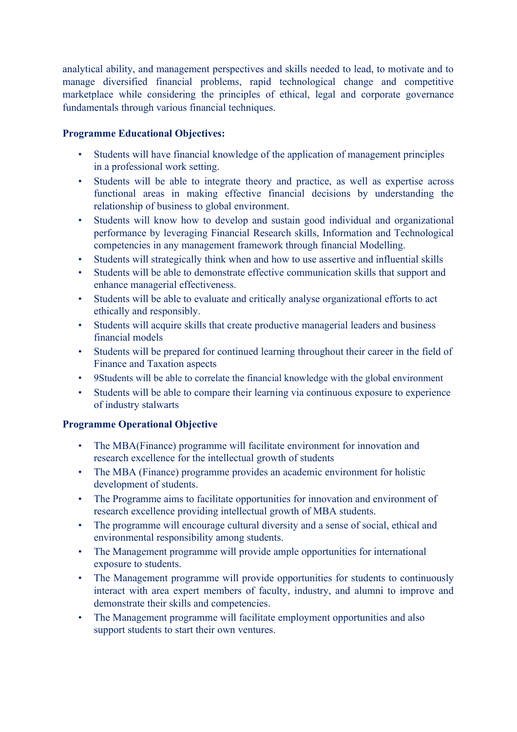analytical ability, and management perspectives and skills needed to lead, to motivate and to manage diversified financial problems, rapid technological change and competitive marketplace while considering the principles of ethical, legal and corporate governance fundamentals through various financial techniques.

**Programme Educational Objectives:**

- Students will have financial knowledge of the application of management principles in a professional work setting.
- Students will be able to integrate theory and practice, as well as expertise across functional areas in making effective financial decisions by understanding the relationship of business to global environment.
- Students will know how to develop and sustain good individual and organizational performance by leveraging Financial Research skills, Information and Technological competencies in any management framework through financial Modelling.
- Students will strategically think when and how to use assertive and influential skills
- Students will be able to demonstrate effective communication skills that support and enhance managerial effectiveness.
- Students will be able to evaluate and critically analyse organizational efforts to act ethically and responsibly.
- Students will acquire skills that create productive managerial leaders and business financial models
- Students will be prepared for continued learning throughout their career in the field of Finance and Taxation aspects
- 9Students will be able to correlate the financial knowledge with the global environment
- Students will be able to compare their learning via continuous exposure to experience of industry stalwarts

**Programme Operational Objective**

- The MBA(Finance) programme will facilitate environment for innovation and research excellence for the intellectual growth of students
- The MBA (Finance) programme provides an academic environment for holistic development of students.
- The Programme aims to facilitate opportunities for innovation and environment of research excellence providing intellectual growth of MBA students.
- The programme will encourage cultural diversity and a sense of social, ethical and environmental responsibility among students.
- The Management programme will provide ample opportunities for international exposure to students.
- The Management programme will provide opportunities for students to continuously interact with area expert members of faculty, industry, and alumni to improve and demonstrate their skills and competencies.
- The Management programme will facilitate employment opportunities and also support students to start their own ventures.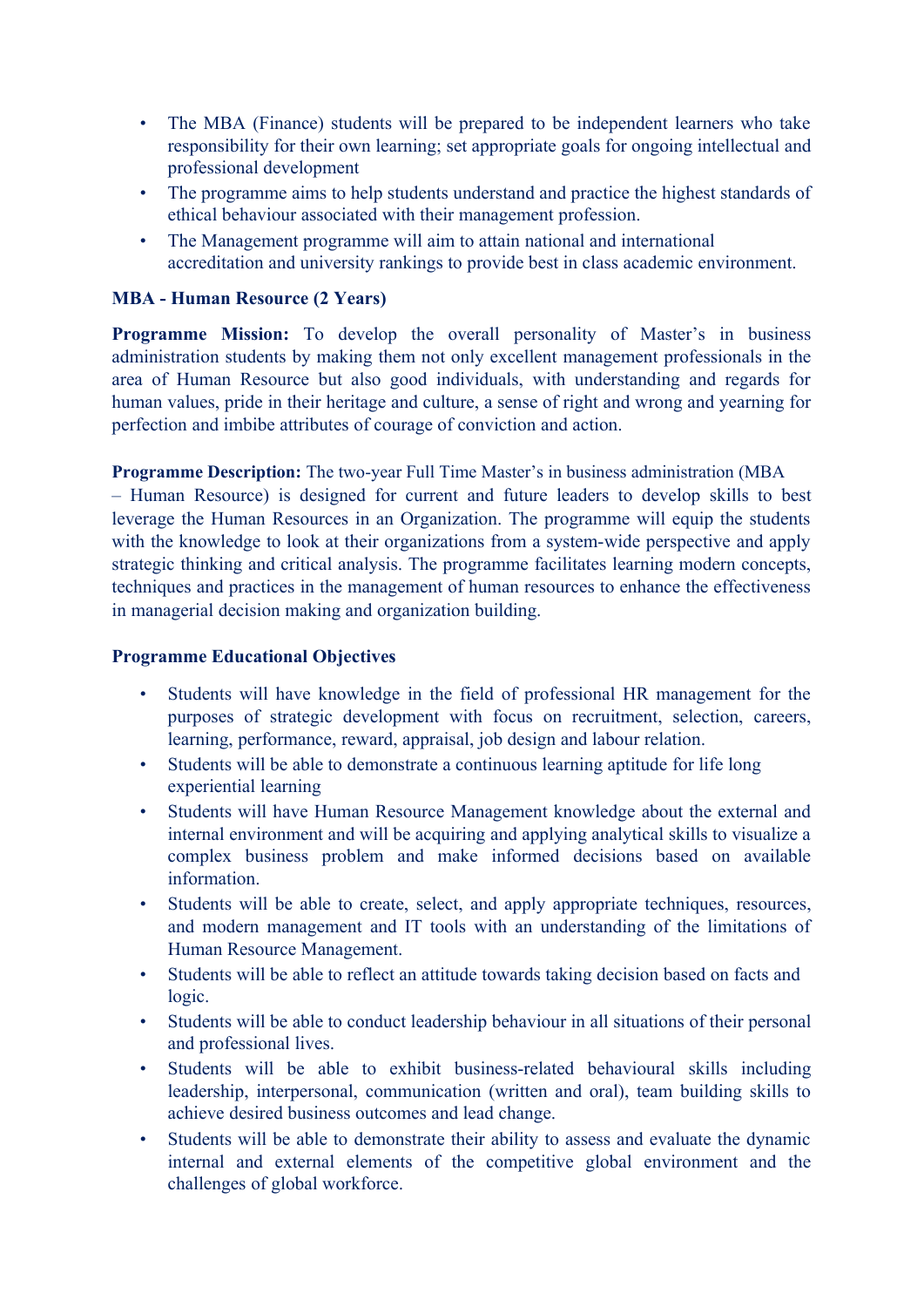- The MBA (Finance) students will be prepared to be independent learners who take responsibility for their own learning; set appropriate goals for ongoing intellectual and professional development
- The programme aims to help students understand and practice the highest standards of ethical behaviour associated with their management profession.
- The Management programme will aim to attain national and international accreditation and university rankings to provide best in class academic environment.

**MBA - Human Resource (2 Years)**

**Programme Mission:** To develop the overall personality of Master's in business administration students by making them not only excellent management professionals in the area of Human Resource but also good individuals, with understanding and regards for human values, pride in their heritage and culture, a sense of right and wrong and yearning for perfection and imbibe attributes of courage of conviction and action.

**Programme Description:** The two-year Full Time Master's in business administration (MBA – Human Resource) is designed for current and future leaders to develop skills to best leverage the Human Resources in an Organization. The programme will equip the students with the knowledge to look at their organizations from a system-wide perspective and apply strategic thinking and critical analysis. The programme facilitates learning modern concepts, techniques and practices in the management of human resources to enhance the effectiveness in managerial decision making and organization building.

**Programme Educational Objectives**

- Students will have knowledge in the field of professional HR management for the purposes of strategic development with focus on recruitment, selection, careers, learning, performance, reward, appraisal, job design and labour relation.
- Students will be able to demonstrate a continuous learning aptitude for life long experiential learning
- Students will have Human Resource Management knowledge about the external and internal environment and will be acquiring and applying analytical skills to visualize a complex business problem and make informed decisions based on available information.
- Students will be able to create, select, and apply appropriate techniques, resources, and modern management and IT tools with an understanding of the limitations of Human Resource Management.
- Students will be able to reflect an attitude towards taking decision based on facts and logic.
- Students will be able to conduct leadership behaviour in all situations of their personal and professional lives.
- Students will be able to exhibit business-related behavioural skills including leadership, interpersonal, communication (written and oral), team building skills to achieve desired business outcomes and lead change.
- Students will be able to demonstrate their ability to assess and evaluate the dynamic internal and external elements of the competitive global environment and the challenges of global workforce.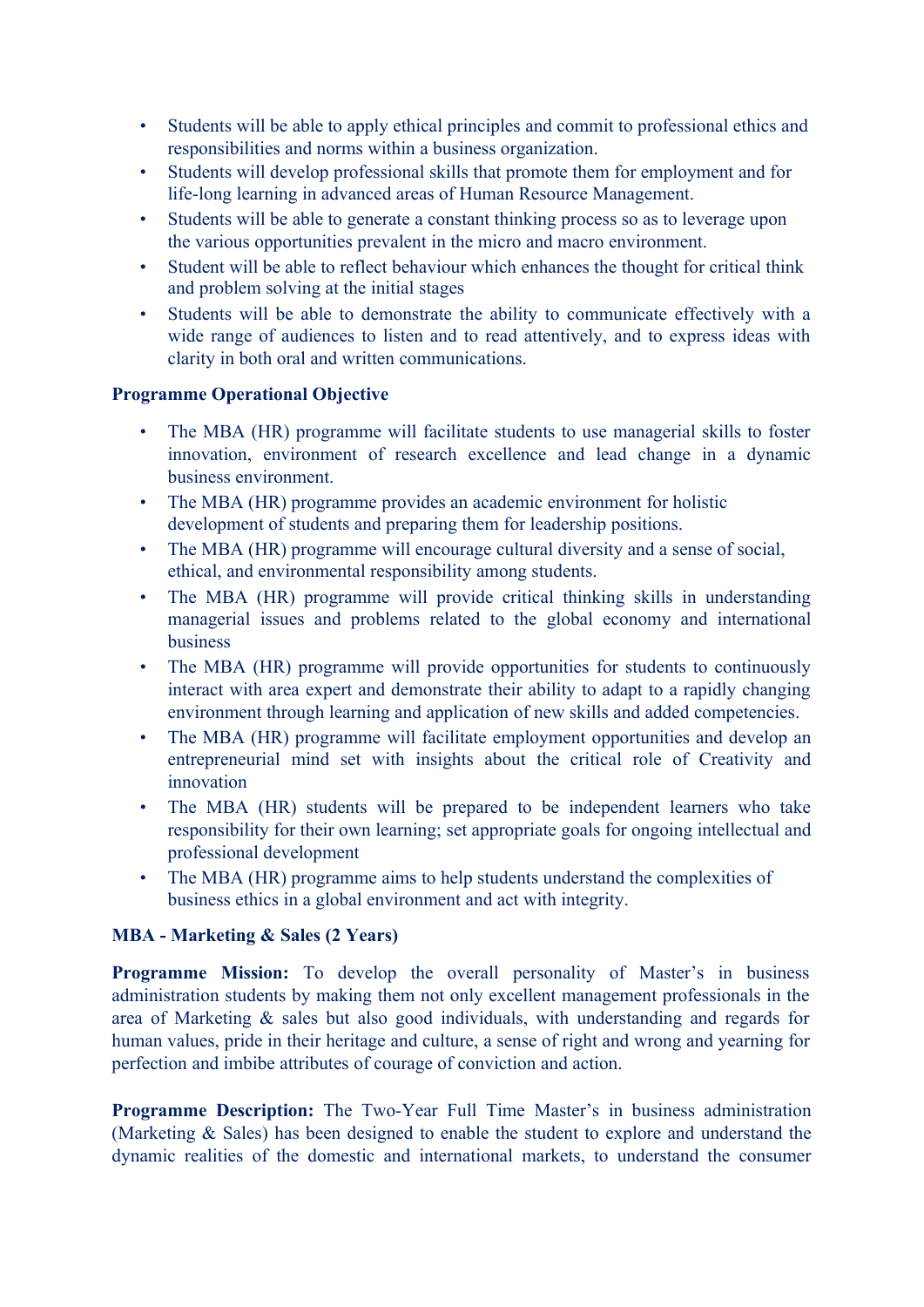- Students will be able to apply ethical principles and commit to professional ethics and responsibilities and norms within a business organization.
- Students will develop professional skills that promote them for employment and for life-long learning in advanced areas of Human Resource Management.
- Students will be able to generate a constant thinking process so as to leverage upon the various opportunities prevalent in the micro and macro environment.
- Student will be able to reflect behaviour which enhances the thought for critical think and problem solving at the initial stages
- Students will be able to demonstrate the ability to communicate effectively with a wide range of audiences to listen and to read attentively, and to express ideas with clarity in both oral and written communications.

**Programme Operational Objective**

- The MBA (HR) programme will facilitate students to use managerial skills to foster innovation, environment of research excellence and lead change in a dynamic business environment.
- The MBA (HR) programme provides an academic environment for holistic development of students and preparing them for leadership positions.
- The MBA (HR) programme will encourage cultural diversity and a sense of social, ethical, and environmental responsibility among students.
- The MBA (HR) programme will provide critical thinking skills in understanding managerial issues and problems related to the global economy and international business
- The MBA (HR) programme will provide opportunities for students to continuously interact with area expert and demonstrate their ability to adapt to a rapidly changing environment through learning and application of new skills and added competencies.
- The MBA (HR) programme will facilitate employment opportunities and develop an entrepreneurial mind set with insights about the critical role of Creativity and innovation
- The MBA (HR) students will be prepared to be independent learners who take responsibility for their own learning; set appropriate goals for ongoing intellectual and professional development
- The MBA (HR) programme aims to help students understand the complexities of business ethics in a global environment and act with integrity.

**MBA - Marketing & Sales (2 Years)**

**Programme Mission:** To develop the overall personality of Master's in business administration students by making them not only excellent management professionals in the area of Marketing & sales but also good individuals, with understanding and regards for human values, pride in their heritage and culture, a sense of right and wrong and yearning for perfection and imbibe attributes of courage of conviction and action.

**Programme Description:** The Two-Year Full Time Master's in business administration (Marketing & Sales) has been designed to enable the student to explore and understand the dynamic realities of the domestic and international markets, to understand the consumer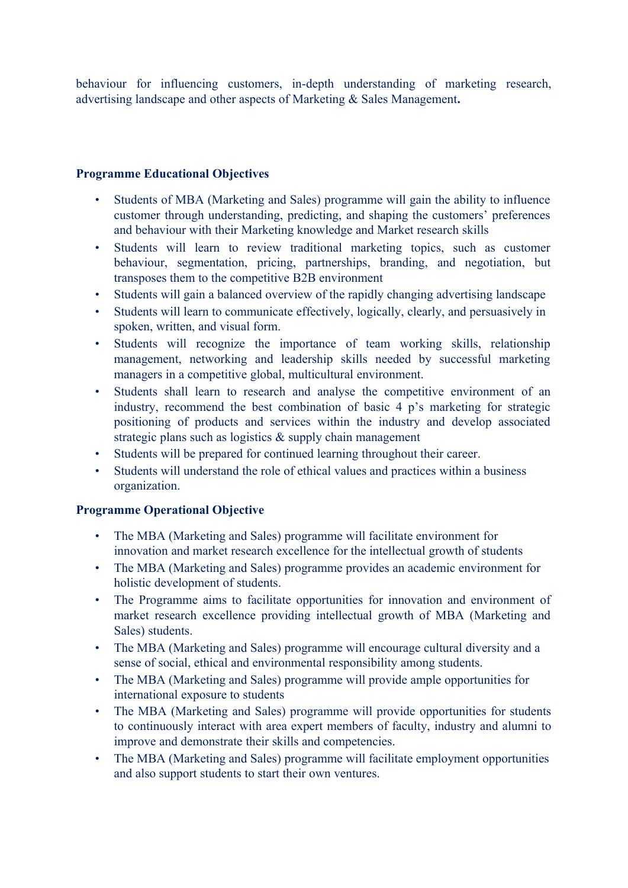behaviour for influencing customers, in-depth understanding of marketing research, advertising landscape and other aspects of Marketing & Sales Management**.**

**Programme Educational Objectives**

- Students of MBA (Marketing and Sales) programme will gain the ability to influence customer through understanding, predicting, and shaping the customers' preferences and behaviour with their Marketing knowledge and Market research skills
- Students will learn to review traditional marketing topics, such as customer behaviour, segmentation, pricing, partnerships, branding, and negotiation, but transposes them to the competitive B2B environment
- Students will gain a balanced overview of the rapidly changing advertising landscape
- Students will learn to communicate effectively, logically, clearly, and persuasively in spoken, written, and visual form.
- Students will recognize the importance of team working skills, relationship management, networking and leadership skills needed by successful marketing managers in a competitive global, multicultural environment.
- Students shall learn to research and analyse the competitive environment of an industry, recommend the best combination of basic 4 p's marketing for strategic positioning of products and services within the industry and develop associated strategic plans such as logistics & supply chain management
- Students will be prepared for continued learning throughout their career.
- Students will understand the role of ethical values and practices within a business organization.

**Programme Operational Objective**

- The MBA (Marketing and Sales) programme will facilitate environment for innovation and market research excellence for the intellectual growth of students
- The MBA (Marketing and Sales) programme provides an academic environment for holistic development of students.
- The Programme aims to facilitate opportunities for innovation and environment of market research excellence providing intellectual growth of MBA (Marketing and Sales) students.
- The MBA (Marketing and Sales) programme will encourage cultural diversity and a sense of social, ethical and environmental responsibility among students.
- The MBA (Marketing and Sales) programme will provide ample opportunities for international exposure to students
- The MBA (Marketing and Sales) programme will provide opportunities for students to continuously interact with area expert members of faculty, industry and alumni to improve and demonstrate their skills and competencies.
- The MBA (Marketing and Sales) programme will facilitate employment opportunities and also support students to start their own ventures.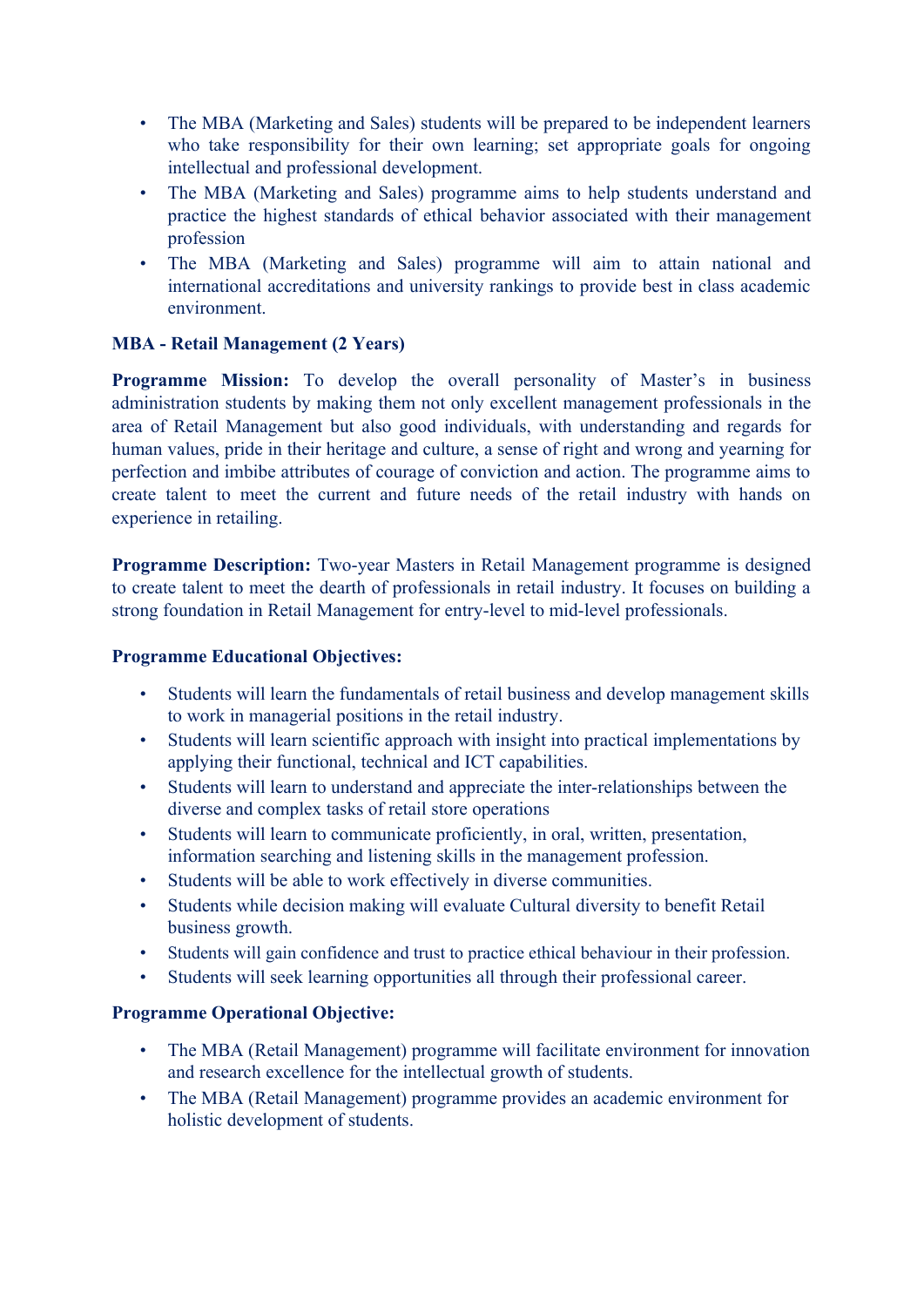- The MBA (Marketing and Sales) students will be prepared to be independent learners who take responsibility for their own learning; set appropriate goals for ongoing intellectual and professional development.
- The MBA (Marketing and Sales) programme aims to help students understand and practice the highest standards of ethical behavior associated with their management profession
- The MBA (Marketing and Sales) programme will aim to attain national and international accreditations and university rankings to provide best in class academic environment.

**MBA - Retail Management (2 Years)**

**Programme Mission:** To develop the overall personality of Master's in business administration students by making them not only excellent management professionals in the area of Retail Management but also good individuals, with understanding and regards for human values, pride in their heritage and culture, a sense of right and wrong and yearning for perfection and imbibe attributes of courage of conviction and action. The programme aims to create talent to meet the current and future needs of the retail industry with hands on experience in retailing.

**Programme Description:** Two-year Masters in Retail Management programme is designed to create talent to meet the dearth of professionals in retail industry. It focuses on building a strong foundation in Retail Management for entry-level to mid-level professionals.

**Programme Educational Objectives:**

- Students will learn the fundamentals of retail business and develop management skills to work in managerial positions in the retail industry.
- Students will learn scientific approach with insight into practical implementations by applying their functional, technical and ICT capabilities.
- Students will learn to understand and appreciate the inter-relationships between the diverse and complex tasks of retail store operations
- Students will learn to communicate proficiently, in oral, written, presentation, information searching and listening skills in the management profession.
- Students will be able to work effectively in diverse communities.
- Students while decision making will evaluate Cultural diversity to benefit Retail business growth.
- Students will gain confidence and trust to practice ethical behaviour in their profession.
- Students will seek learning opportunities all through their professional career.

**Programme Operational Objective:**

- The MBA (Retail Management) programme will facilitate environment for innovation and research excellence for the intellectual growth of students.
- The MBA (Retail Management) programme provides an academic environment for holistic development of students.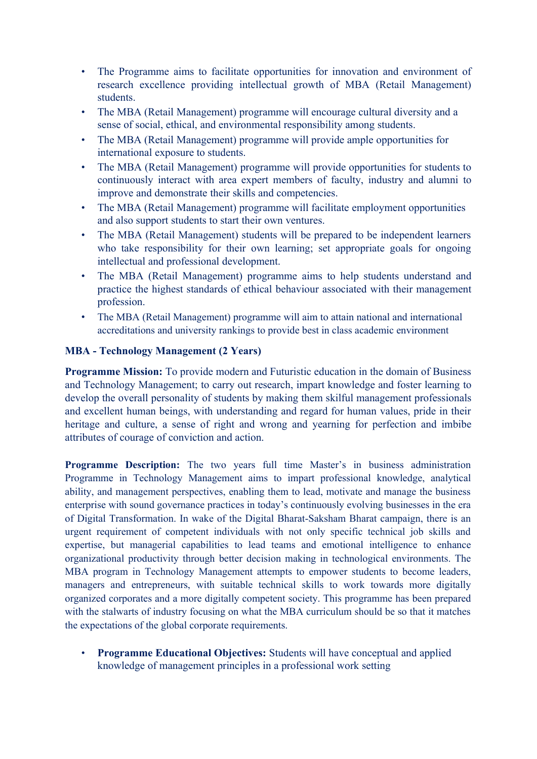- The Programme aims to facilitate opportunities for innovation and environment of research excellence providing intellectual growth of MBA (Retail Management) students.
- The MBA (Retail Management) programme will encourage cultural diversity and a sense of social, ethical, and environmental responsibility among students.
- The MBA (Retail Management) programme will provide ample opportunities for international exposure to students.
- The MBA (Retail Management) programme will provide opportunities for students to continuously interact with area expert members of faculty, industry and alumni to improve and demonstrate their skills and competencies.
- The MBA (Retail Management) programme will facilitate employment opportunities and also support students to start their own ventures.
- The MBA (Retail Management) students will be prepared to be independent learners who take responsibility for their own learning; set appropriate goals for ongoing intellectual and professional development.
- The MBA (Retail Management) programme aims to help students understand and practice the highest standards of ethical behaviour associated with their management profession.
- The MBA (Retail Management) programme will aim to attain national and international accreditations and university rankings to provide best in class academic environment

**MBA - Technology Management (2 Years)**

**Programme Mission:** To provide modern and Futuristic education in the domain of Business and Technology Management; to carry out research, impart knowledge and foster learning to develop the overall personality of students by making them skilful management professionals and excellent human beings, with understanding and regard for human values, pride in their heritage and culture, a sense of right and wrong and yearning for perfection and imbibe attributes of courage of conviction and action.

**Programme Description:** The two years full time Master's in business administration Programme in Technology Management aims to impart professional knowledge, analytical ability, and management perspectives, enabling them to lead, motivate and manage the business enterprise with sound governance practices in today's continuously evolving businesses in the era of Digital Transformation. In wake of the Digital Bharat-Saksham Bharat campaign, there is an urgent requirement of competent individuals with not only specific technical job skills and expertise, but managerial capabilities to lead teams and emotional intelligence to enhance organizational productivity through better decision making in technological environments. The MBA program in Technology Management attempts to empower students to become leaders, managers and entrepreneurs, with suitable technical skills to work towards more digitally organized corporates and a more digitally competent society. This programme has been prepared with the stalwarts of industry focusing on what the MBA curriculum should be so that it matches the expectations of the global corporate requirements.

- **Programme Educational Objectives:** Students will have conceptual and applied knowledge of management principles in a professional work setting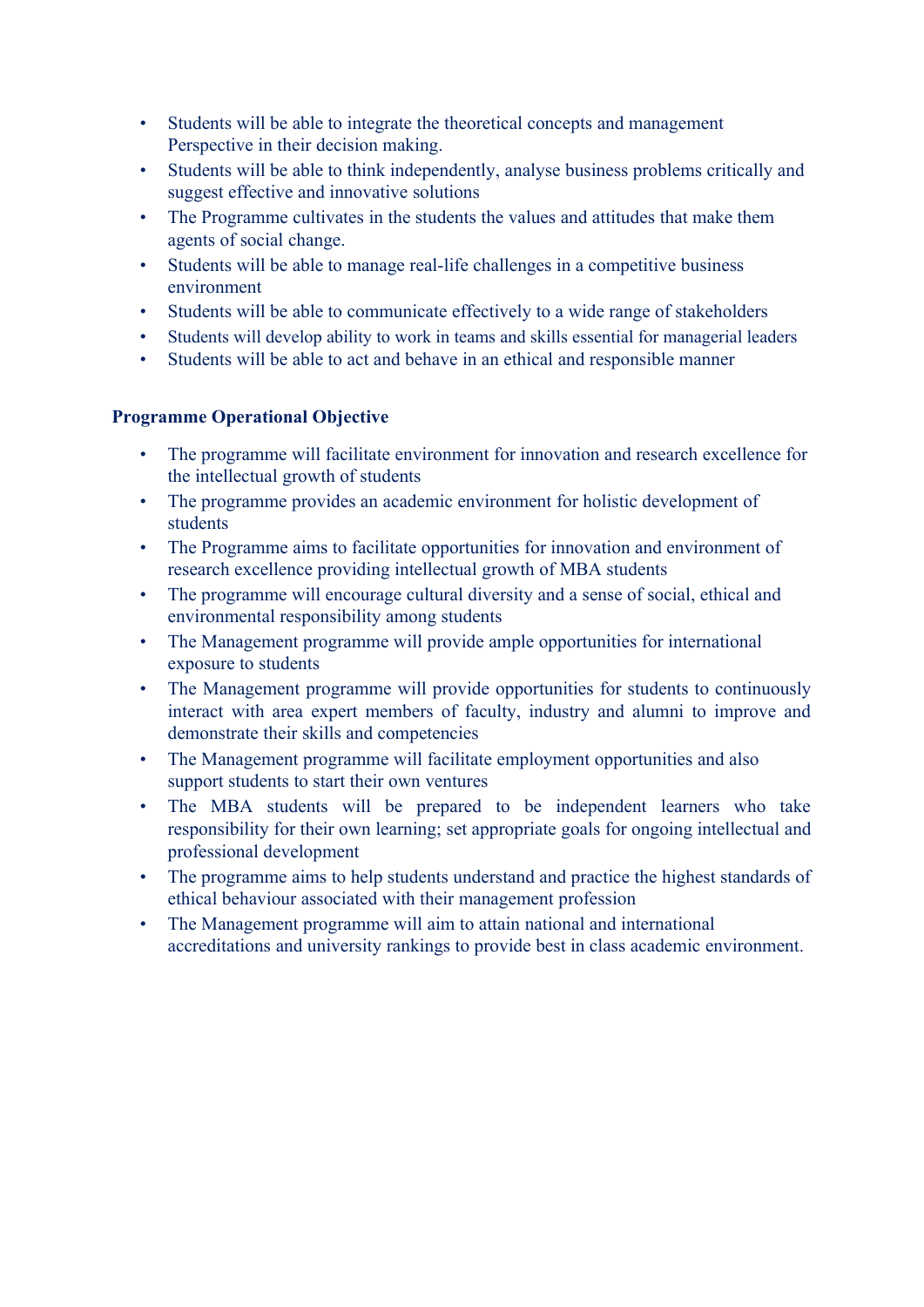- Students will be able to integrate the theoretical concepts and management Perspective in their decision making.
- Students will be able to think independently, analyse business problems critically and suggest effective and innovative solutions
- The Programme cultivates in the students the values and attitudes that make them agents of social change.
- Students will be able to manage real-life challenges in a competitive business environment
- Students will be able to communicate effectively to a wide range of stakeholders
- Students will develop ability to work in teams and skills essential for managerial leaders
- Students will be able to act and behave in an ethical and responsible manner

**Programme Operational Objective**

- The programme will facilitate environment for innovation and research excellence for the intellectual growth of students
- The programme provides an academic environment for holistic development of students
- The Programme aims to facilitate opportunities for innovation and environment of research excellence providing intellectual growth of MBA students
- The programme will encourage cultural diversity and a sense of social, ethical and environmental responsibility among students
- The Management programme will provide ample opportunities for international exposure to students
- The Management programme will provide opportunities for students to continuously interact with area expert members of faculty, industry and alumni to improve and demonstrate their skills and competencies
- The Management programme will facilitate employment opportunities and also support students to start their own ventures
- The MBA students will be prepared to be independent learners who take responsibility for their own learning; set appropriate goals for ongoing intellectual and professional development
- The programme aims to help students understand and practice the highest standards of ethical behaviour associated with their management profession
- The Management programme will aim to attain national and international accreditations and university rankings to provide best in class academic environment.